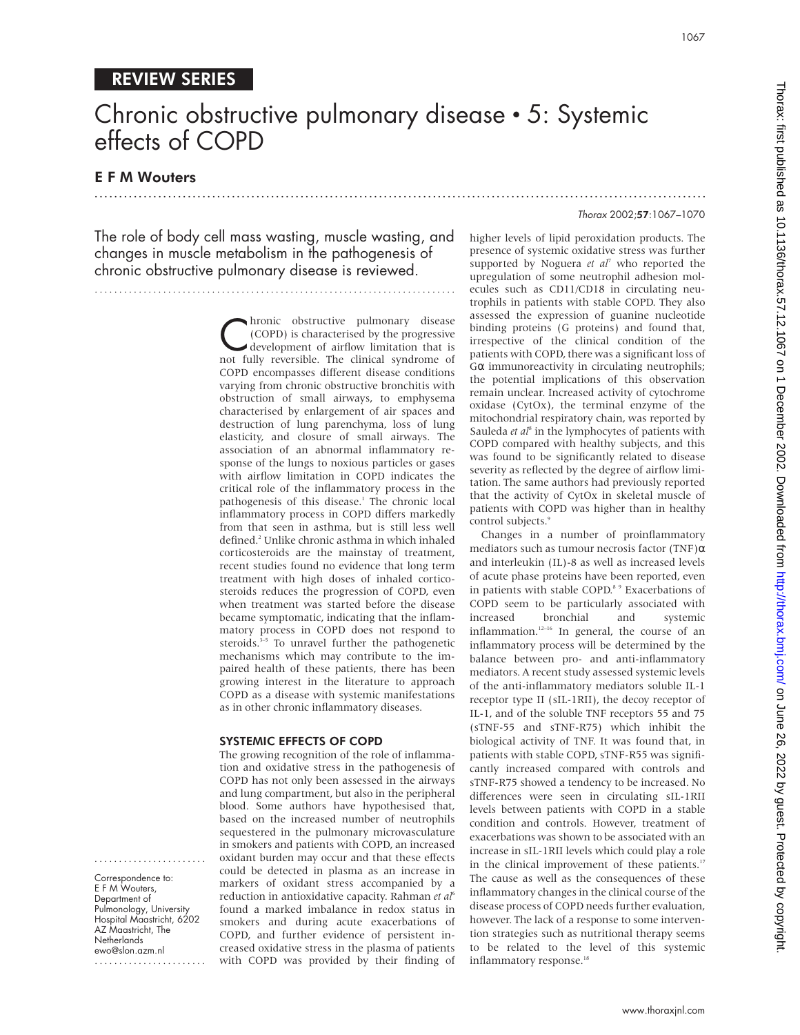REVIEW SERIES

# Chronic obstructive pulmonary disease • 5: Systemic effects of COPD

**E F M Wouters**

The role of body cell mass wasting, muscle wasting, and changes in muscle metabolism in the pathogenesis of chronic obstructive pulmonary disease is reviewed.

Chronic obstructive pulmonary disease (COPD) is characterised by the progressive development of airflow limitation that is not fully reversible. The clinical syndrome of COPD encompasses different disease conditions varying from chronic obstructive bronchitis with obstruction of small airways, to emphysema characterised by enlargement of air spaces and destruction of lung parenchyma, loss of lung elasticity, and closure of small airways. The association of an abnormal inflammatory response of the lungs to noxious particles or gases with airflow limitation in COPD indicates the critical role of the inflammatory process in the pathogenesis of this disease.[1] The chronic local inflammatory process in COPD differs markedly from that seen in asthma, but is still less well defined.[2] Unlike chronic asthma in which inhaled corticosteroids are the mainstay of treatment, recent studies found no evidence that long term treatment with high doses of inhaled corticosteroids reduces the progression of COPD, even when treatment was started before the disease became symptomatic, indicating that the inflammatory process in COPD does not respond to steroids.[3–5] To unravel further the pathogenetic mechanisms which may contribute to the impaired health of these patients, there has been growing interest in the literature to approach COPD as a disease with systemic manifestations as in other chronic inflammatory diseases.

## SYSTEMIC EFFECTS OF COPD

The growing recognition of the role of inflammation and oxidative stress in the pathogenesis of COPD has not only been assessed in the airways and lung compartment, but also in the peripheral blood. Some authors have hypothesised that, based on the increased number of neutrophils sequestered in the pulmonary microvasculature in smokers and patients with COPD, an increased oxidant burden may occur and that these effects could be detected in plasma as an increase in markers of oxidant stress accompanied by a reduction in antioxidative capacity. Rahman *et al*[6] found a marked imbalance in redox status in smokers and during acute exacerbations of COPD, and further evidence of persistent increased oxidative stress in the plasma of patients with COPD was provided by their finding of higher levels of lipid peroxidation products. The presence of systemic oxidative stress was further supported by Noguera *et al*[7] who reported the upregulation of some neutrophil adhesion molecules such as CD11/CD18 in circulating neutrophils in patients with stable COPD. They also assessed the expression of guanine nucleotide binding proteins (G proteins) and found that, irrespective of the clinical condition of the patients with COPD, there was a significant loss of G$\alpha$ immunoreactivity in circulating neutrophils; the potential implications of this observation remain unclear. Increased activity of cytochrome oxidase (CytOx), the terminal enzyme of the mitochondrial respiratory chain, was reported by Sauleda *et al*[8] in the lymphocytes of patients with COPD compared with healthy subjects, and this was found to be significantly related to disease severity as reflected by the degree of airflow limitation. The same authors had previously reported that the activity of CytOx in skeletal muscle of patients with COPD was higher than in healthy control subjects.[9]

Changes in a number of proinflammatory mediators such as tumour necrosis factor (TNF)$\alpha$ and interleukin (IL)-8 as well as increased levels of acute phase proteins have been reported, even in patients with stable COPD.[8 9] Exacerbations of COPD seem to be particularly associated with increased bronchial and systemic inflammation.[12–16] In general, the course of an inflammatory process will be determined by the balance between pro- and anti-inflammatory mediators. A recent study assessed systemic levels of the anti-inflammatory mediators soluble IL-1 receptor type II (sIL-1RII), the decoy receptor of IL-1, and of the soluble TNF receptors 55 and 75 (sTNF-55 and sTNF-R75) which inhibit the biological activity of TNF. It was found that, in patients with stable COPD, sTNF-R55 was significantly increased compared with controls and sTNF-R75 showed a tendency to be increased. No differences were seen in circulating sIL-1RII levels between patients with COPD in a stable condition and controls. However, treatment of exacerbations was shown to be associated with an increase in sIL-1RII levels which could play a role in the clinical improvement of these patients.[17] The cause as well as the consequences of these inflammatory changes in the clinical course of the disease process of COPD needs further evaluation, however. The lack of a response to some intervention strategies such as nutritional therapy seems to be related to the level of this systemic inflammatory response.[18]

Correspondence to: E F M Wouters, Department of Pulmonology, University Hospital Maastricht, 6202 AZ Maastricht, The Netherlands ewo@slon.azm.nl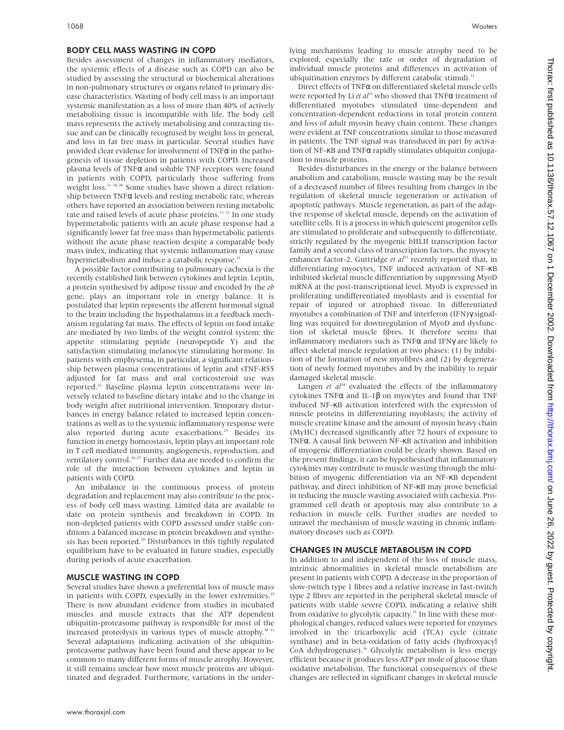## BODY CELL MASS WASTING IN COPD

Besides assessment of changes in inflammatory mediators, the systemic effects of a disease such as COPD can also be studied by assessing the structural or biochemical alterations in non-pulmonary structures or organs related to primary disease characteristics. Wasting of body cell mass is an important systemic manifestation as a loss of more than 40% of actively metabolising tissue is incompatible with life. The body cell mass represents the actively metabolising and contracting tissue and can be clinically recognised by weight loss in general, and loss in fat free mass in particular. Several studies have provided clear evidence for involvement of TNFα in the pathogenesis of tissue depletion in patients with COPD. Increased plasma levels of TNFα and soluble TNF receptors were found in patients with COPD, particularly those suffering from weight loss.[11 18–20] Some studies have shown a direct relationship between TNFα levels and resting metabolic rate, whereas others have reported an association between resting metabolic rate and raised levels of acute phase proteins.[11 21] In one study hypermetabolic patients with an acute phase response had a significantly lower fat free mass than hypermetabolic patients without the acute phase reaction despite a comparable body mass index, indicating that systemic inflammation may cause hypermetabolism and induce a catabolic response.[11]

A possible factor contributing to pulmonary cachexia is the recently established link between cytokines and leptin. Leptin, a protein synthesised by adipose tissue and encoded by the *ob* gene, plays an important role in energy balance. It is postulated that leptin represents the afferent hormonal signal to the brain including the hypothalamus in a feedback mechanism regulating fat mass. The effects of leptin on food intake are mediated by two limbs of the weight control system: the appetite stimulating peptide (neuropeptide Y) and the satisfaction stimulating melanocyte stimulating hormone. In patients with emphysema, in particular, a significant relationship between plasma concentrations of leptin and sTNF-R55 adjusted for fat mass and oral corticosteroid use was reported.[22] Baseline plasma leptin concentrations were inversely related to baseline dietary intake and to the change in body weight after nutritional intervention. Temporary disturbances in energy balance related to increased leptin concentrations as well as to the systemic inflammatory response were also reported during acute exacerbations.[23] Besides its function in energy homeostasis, leptin plays an important role in T cell mediated immunity, angiogenesis, reproduction, and ventilatory control.[24–27] Further data are needed to confirm the role of the interaction between cytokines and leptin in patients with COPD.

An imbalance in the continuous process of protein degradation and replacement may also contribute to the process of body cell mass wasting. Limited data are available to date on protein synthesis and breakdown in COPD. In non-depleted patients with COPD assessed under stable conditions a balanced increase in protein breakdown and synthesis has been reported.[28] Disturbances in this tightly regulated equilibrium have to be evaluated in future studies, especially during periods of acute exacerbation.

## MUSCLE WASTING IN COPD

Several studies have shown a preferential loss of muscle mass in patients with COPD, especially in the lower extremities.[29] There is now abundant evidence from studies in incubated muscles and muscle extracts that the ATP dependent ubiquitin-proteasome pathway is responsible for most of the increased proteolysis in various types of muscle atrophy.[30 31] Several adaptations indicating activation of the ubiquitin-proteasome pathway have been found and these appear to be common to many different forms of muscle atrophy. However, it still remains unclear how most muscle proteins are ubiquitinated and degraded. Furthermore, variations in the underlying mechanisms leading to muscle atrophy need to be explored, especially the rate or order of degradation of individual muscle proteins and differences in activation of ubiquitination enzymes by different catabolic stimuli.[31]

Direct effects of TNFα on differentiated skeletal muscle cells were reported by Li *et al*[32] who showed that TNFα treatment of differentiated myotubes stimulated time-dependent and concentration-dependent reductions in total protein content and loss of adult myosin heavy chain content. These changes were evident at TNF concentrations similar to those measured in patients. The TNF signal was transduced in part by activation of NF-κB and TNFα rapidly stimulates ubiquitin conjugation to muscle proteins.

Besides disturbances in the energy or the balance between anabolism and catabolism, muscle wasting may be the result of a decreased number of fibres resulting from changes in the regulation of skeletal muscle regeneration or activation of apoptotic pathways. Muscle regeneration, as part of the adaptive response of skeletal muscle, depends on the activation of satellite cells. It is a process in which quiescent progenitor cells are stimulated to proliferate and subsequently to differentiate, strictly regulated by the myogenic bHLH transcription factor family and a second class of transcription factors, the myocyte enhancer factor-2. Guttridge *et al*[33] recently reported that, in differentiating myocytes, TNF induced activation of NF-κB inhibited skeletal muscle differentiation by suppressing MyoD mRNA at the post-transcriptional level. MyoD is expressed in proliferating undifferentiated myoblasts and is essential for repair of injured or atrophied tissue. In differentiated myotubes a combination of TNF and interferon (IFN)γ signalling was required for downregulation of MyoD and dysfunction of skeletal muscle fibres. It therefore seems that inflammatory mediators such as TNFα and IFNγ are likely to affect skeletal muscle regulation at two phases: (1) by inhibition of the formation of new myofibres and (2) by degeneration of newly formed myotubes and by the inability to repair damaged skeletal muscle.

Langen *et al*[34] evaluated the effects of the inflammatory cytokines TNFα and IL-1β on myocytes and found that TNF induced NF-κB activation interfered with the expression of muscle proteins in differentiating myoblasts; the activity of muscle creatine kinase and the amount of myosin heavy chain (MyHC) decreased significantly after 72 hours of exposure to TNFα. A causal link between NF-κB activation and inhibition of myogenic differentiation could be clearly shown. Based on the present findings, it can be hypothesised that inflammatory cytokines may contribute to muscle wasting through the inhibition of myogenic differentiation via an NF-κB dependent pathway, and direct inhibition of NF-κB may prove beneficial in reducing the muscle wasting associated with cachexia. Programmed cell death or apoptosis may also contribute to a reduction in muscle cells. Further studies are needed to unravel the mechanism of muscle wasting in chronic inflammatory diseases such as COPD.

## CHANGES IN MUSCLE METABOLISM IN COPD

In addition to and independent of the loss of muscle mass, intrinsic abnormalities in skeletal muscle metabolism are present in patients with COPD. A decrease in the proportion of slow-twitch type 1 fibres and a relative increase in fast-twitch type 2 fibres are reported in the peripheral skeletal muscle of patients with stable severe COPD, indicating a relative shift from oxidative to glycolytic capacity.[35] In line with these morphological changes, reduced values were reported for enzymes involved in the tricarboxylic acid (TCA) cycle (citrate synthase) and in beta-oxidation of fatty acids (hydroxyacyl CoA dehydrogenase).[36] Glycolytic metabolism is less energy efficient because it produces less ATP per mole of glucose than oxidative metabolism. The functional consequences of these changes are reflected in significant changes in skeletal muscle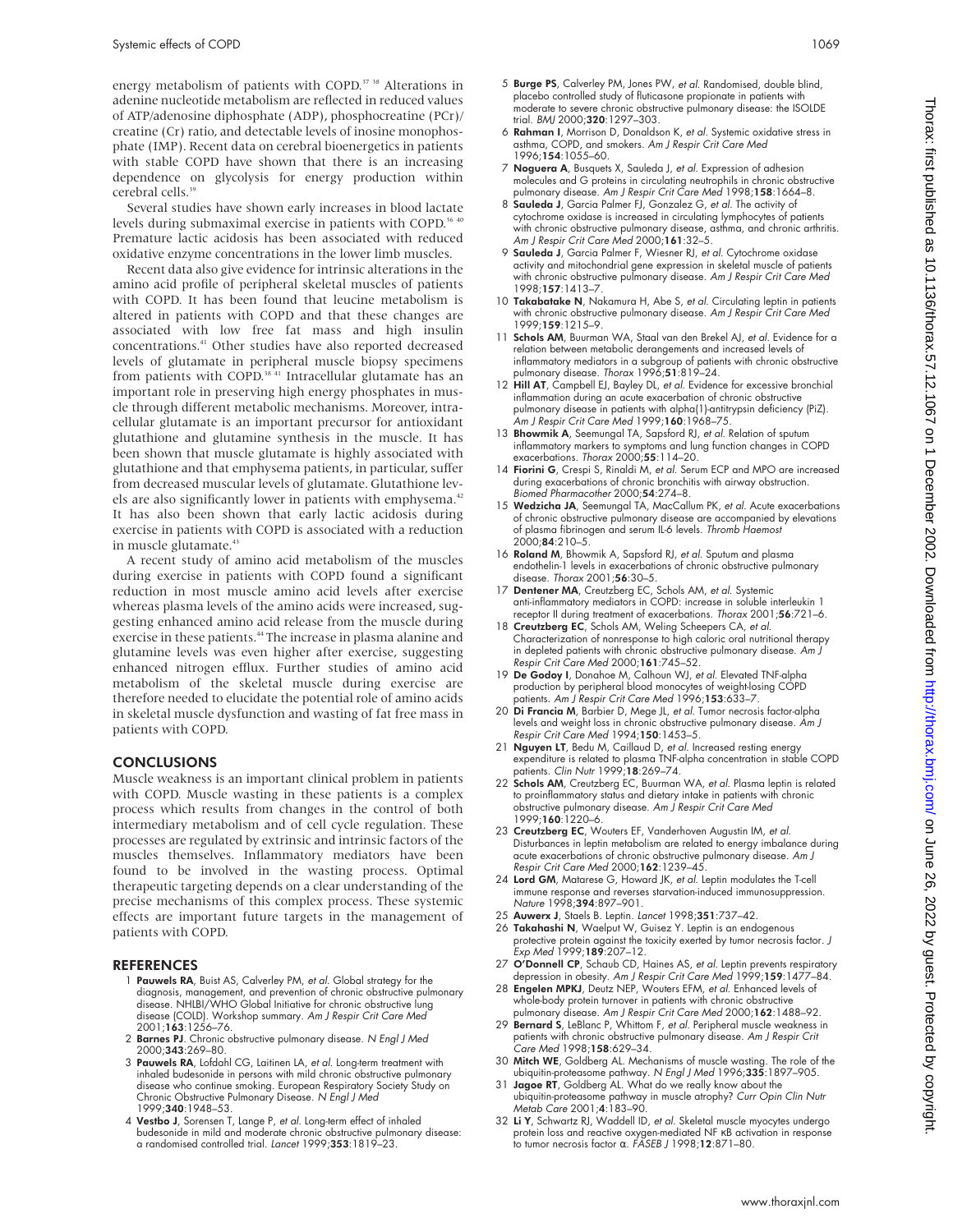energy metabolism of patients with COPD.[37 38] Alterations in adenine nucleotide metabolism are reflected in reduced values of ATP/adenosine diphosphate (ADP), phosphocreatine (PCr)/creatine (Cr) ratio, and detectable levels of inosine monophosphate (IMP). Recent data on cerebral bioenergetics in patients with stable COPD have shown that there is an increasing dependence on glycolysis for energy production within cerebral cells.[39]

Several studies have shown early increases in blood lactate levels during submaximal exercise in patients with COPD.[36 40] Premature lactic acidosis has been associated with reduced oxidative enzyme concentrations in the lower limb muscles.

Recent data also give evidence for intrinsic alterations in the amino acid profile of peripheral skeletal muscles of patients with COPD. It has been found that leucine metabolism is altered in patients with COPD and that these changes are associated with low free fat mass and high insulin concentrations.[41] Other studies have also reported decreased levels of glutamate in peripheral muscle biopsy specimens from patients with COPD.[38 41] Intracellular glutamate has an important role in preserving high energy phosphates in muscle through different metabolic mechanisms. Moreover, intracellular glutamate is an important precursor for antioxidant glutathione and glutamine synthesis in the muscle. It has been shown that muscle glutamate is highly associated with glutathione and that emphysema patients, in particular, suffer from decreased muscular levels of glutamate. Glutathione levels are also significantly lower in patients with emphysema.[42] It has also been shown that early lactic acidosis during exercise in patients with COPD is associated with a reduction in muscle glutamate.[43]

A recent study of amino acid metabolism of the muscles during exercise in patients with COPD found a significant reduction in most muscle amino acid levels after exercise whereas plasma levels of the amino acids were increased, suggesting enhanced amino acid release from the muscle during exercise in these patients.[44] The increase in plasma alanine and glutamine levels was even higher after exercise, suggesting enhanced nitrogen efflux. Further studies of amino acid metabolism of the skeletal muscle during exercise are therefore needed to elucidate the potential role of amino acids in skeletal muscle dysfunction and wasting of fat free mass in patients with COPD.

## CONCLUSIONS

Muscle weakness is an important clinical problem in patients with COPD. Muscle wasting in these patients is a complex process which results from changes in the control of both intermediary metabolism and of cell cycle regulation. These processes are regulated by extrinsic and intrinsic factors of the muscles themselves. Inflammatory mediators have been found to be involved in the wasting process. Optimal therapeutic targeting depends on a clear understanding of the precise mechanisms of this complex process. These systemic effects are important future targets in the management of patients with COPD.

## REFERENCES

1. **Pauwels RA**, Buist AS, Calverley PM, *et al*. Global strategy for the diagnosis, management, and prevention of chronic obstructive pulmonary disease. NHLBI/WHO Global Initiative for chronic obstructive lung disease (COLD). Workshop summary. *Am J Respir Crit Care Med* 2001;**163**:1256–76.
2. **Barnes PJ**. Chronic obstructive pulmonary disease. *N Engl J Med* 2000;**343**:269–80.
3. **Pauwels RA**, Lofdahl CG, Laitinen LA, *et al*. Long-term treatment with inhaled budesonide in persons with mild chronic obstructive pulmonary disease who continue smoking. European Respiratory Society Study on Chronic Obstructive Pulmonary Disease. *N Engl J Med* 1999;**340**:1948–53.
4. **Vestbo J**, Sorensen T, Lange P, *et al*. Long-term effect of inhaled budesonide in mild and moderate chronic obstructive pulmonary disease: a randomised controlled trial. *Lancet* 1999;**353**:1819–23.
5. **Burge PS**, Calverley PM, Jones PW, *et al*. Randomised, double blind, placebo controlled study of fluticasone propionate in patients with moderate to severe chronic obstructive pulmonary disease: the ISOLDE trial. *BMJ* 2000;**320**:1297–303.
6. **Rahman I**, Morrison D, Donaldson K, *et al*. Systemic oxidative stress in asthma, COPD, and smokers. *Am J Respir Crit Care Med* 1996;**154**:1055–60.
7. **Noguera A**, Busquets X, Sauleda J, *et al*. Expression of adhesion molecules and G proteins in circulating neutrophils in chronic obstructive pulmonary disease. *Am J Respir Crit Care Med* 1998;**158**:1664–8.
8. **Sauleda J**, Garcia Palmer FJ, Gonzalez G, *et al*. The activity of cytochrome oxidase is increased in circulating lymphocytes of patients with chronic obstructive pulmonary disease, asthma, and chronic arthritis. *Am J Respir Crit Care Med* 2000;**161**:32–5.
9. **Sauleda J**, Garcia Palmer F, Wiesner RJ, *et al*. Cytochrome oxidase activity and mitochondrial gene expression in skeletal muscle of patients with chronic obstructive pulmonary disease. *Am J Respir Crit Care Med* 1998;**157**:1413–7.
10. **Takabatake N**, Nakamura H, Abe S, *et al*. Circulating leptin in patients with chronic obstructive pulmonary disease. *Am J Respir Crit Care Med* 1999;**159**:1215–9.
11. **Schols AM**, Buurman WA, Staal van den Brekel AJ, *et al*. Evidence for a relation between metabolic derangements and increased levels of inflammatory mediators in a subgroup of patients with chronic obstructive pulmonary disease. *Thorax* 1996;**51**:819–24.
12. **Hill AT**, Campbell EJ, Bayley DL, *et al*. Evidence for excessive bronchial inflammation during an acute exacerbation of chronic obstructive pulmonary disease in patients with alpha(1)-antitrypsin deficiency (PiZ). *Am J Respir Crit Care Med* 1999;**160**:1968–75.
13. **Bhowmik A**, Seemungal TA, Sapsford RJ, *et al*. Relation of sputum inflammatory markers to symptoms and lung function changes in COPD exacerbations. *Thorax* 2000;**55**:114–20.
14. **Fiorini G**, Crespi S, Rinaldi M, *et al*. Serum ECP and MPO are increased during exacerbations of chronic bronchitis with airway obstruction. *Biomed Pharmacother* 2000;**54**:274–8.
15. **Wedzicha JA**, Seemungal TA, MacCallum PK, *et al*. Acute exacerbations of chronic obstructive pulmonary disease are accompanied by elevations of plasma fibrinogen and serum IL-6 levels. *Thromb Haemost* 2000;**84**:210–5.
16. **Roland M**, Bhowmik A, Sapsford RJ, *et al*. Sputum and plasma endothelin-1 levels in exacerbations of chronic obstructive pulmonary disease. *Thorax* 2001;**56**:30–5.
17. **Dentener MA**, Creutzberg EC, Schols AM, *et al*. Systemic anti-inflammatory mediators in COPD: increase in soluble interleukin 1 receptor II during treatment of exacerbations. *Thorax* 2001;**56**:721–6.
18. **Creutzberg EC**, Schols AM, Weling Scheepers CA, *et al*. Characterization of nonresponse to high caloric oral nutritional therapy in depleted patients with chronic obstructive pulmonary disease. *Am J Respir Crit Care Med* 2000;**161**:745–52.
19. **De Godoy I**, Donahoe M, Calhoun WJ, *et al*. Elevated TNF-alpha production by peripheral blood monocytes of weight-losing COPD patients. *Am J Respir Crit Care Med* 1996;**153**:633–7.
20. **Di Francia M**, Barbier D, Mege JL, *et al*. Tumor necrosis factor-alpha levels and weight loss in chronic obstructive pulmonary disease. *Am J Respir Crit Care Med* 1994;**150**:1453–5.
21. **Nguyen LT**, Bedu M, Caillaud D, *et al*. Increased resting energy expenditure is related to plasma TNF-alpha concentration in stable COPD patients. *Clin Nutr* 1999;**18**:269–74.
22. **Schols AM**, Creutzberg EC, Buurman WA, *et al*. Plasma leptin is related to proinflammatory status and dietary intake in patients with chronic obstructive pulmonary disease. *Am J Respir Crit Care Med* 1999;**160**:1220–6.
23. **Creutzberg EC**, Wouters EF, Vanderhoven Augustin IM, *et al*. Disturbances in leptin metabolism are related to energy imbalance during acute exacerbations of chronic obstructive pulmonary disease. *Am J Respir Crit Care Med* 2000;**162**:1239–45.
24. **Lord GM**, Matarese G, Howard JK, *et al*. Leptin modulates the T-cell immune response and reverses starvation-induced immunosuppression. *Nature* 1998;**394**:897–901.
25. **Auwerx J**, Staels B. Leptin. *Lancet* 1998;**351**:737–42.
26. **Takahashi N**, Waelput W, Guisez Y. Leptin is an endogenous protective protein against the toxicity exerted by tumor necrosis factor. *J Exp Med* 1999;**189**:207–12.
27. **O'Donnell CP**, Schaub CD, Haines AS, *et al*. Leptin prevents respiratory depression in obesity. *Am J Respir Crit Care Med* 1999;**159**:1477–84.
28. **Engelen MPKJ**, Deutz NEP, Wouters EFM, *et al*. Enhanced levels of whole-body protein turnover in patients with chronic obstructive pulmonary disease. *Am J Respir Crit Care Med* 2000;**162**:1488–92.
29. **Bernard S**, LeBlanc P, Whittom F, *et al*. Peripheral muscle weakness in patients with chronic obstructive pulmonary disease. *Am J Respir Crit Care Med* 1998;**158**:629–34.
30. **Mitch WE**, Goldberg AL. Mechanisms of muscle wasting. The role of the ubiquitin-proteasome pathway. *N Engl J Med* 1996;**335**:1897–905.
31. **Jagoe RT**, Goldberg AL. What do we really know about the ubiquitin-proteasome pathway in muscle atrophy? *Curr Opin Clin Nutr Metab Care* 2001;**4**:183–90.
32. **Li Y**, Schwartz RJ, Waddell ID, *et al*. Skeletal muscle myocytes undergo protein loss and reactive oxygen-mediated NF κB activation in response to tumor necrosis factor α. *FASEB J* 1998;**12**:871–80.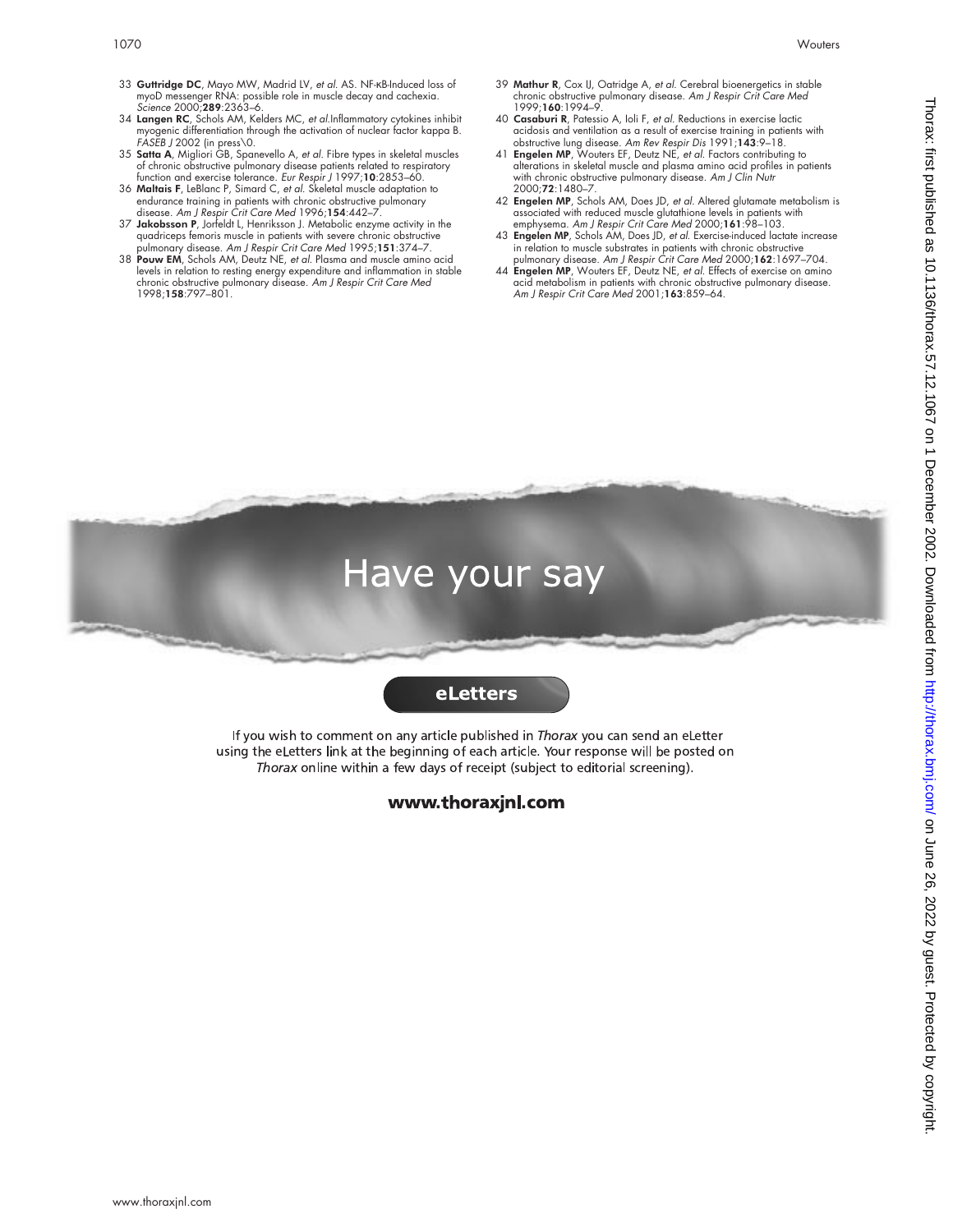33 **Guttridge DC**, Mayo MW, Madrid LV, *et al*. AS. NF-κB-Induced loss of myoD messenger RNA: possible role in muscle decay and cachexia. *Science* 2000;**289**:2363–6.

34 **Langen RC**, Schols AM, Kelders MC, *et al*.Inflammatory cytokines inhibit myogenic differentiation through the activation of nuclear factor kappa B. *FASEB J* 2002 (in press\0.

35 **Satta A**, Migliori GB, Spanevello A, *et al*. Fibre types in skeletal muscles of chronic obstructive pulmonary disease patients related to respiratory function and exercise tolerance. *Eur Respir J* 1997;**10**:2853–60.

36 **Maltais F**, LeBlanc P, Simard C, *et al*. Skeletal muscle adaptation to endurance training in patients with chronic obstructive pulmonary disease. *Am J Respir Crit Care Med* 1996;**154**:442–7.

37 **Jakobsson P**, Jorfeldt L, Henriksson J. Metabolic enzyme activity in the quadriceps femoris muscle in patients with severe chronic obstructive pulmonary disease. *Am J Respir Crit Care Med* 1995;**151**:374–7.

38 **Pouw EM**, Schols AM, Deutz NE, *et al*. Plasma and muscle amino acid levels in relation to resting energy expenditure and inflammation in stable chronic obstructive pulmonary disease. *Am J Respir Crit Care Med* 1998;**158**:797–801.

39 **Mathur R**, Cox IJ, Oatridge A, *et al*. Cerebral bioenergetics in stable chronic obstructive pulmonary disease. *Am J Respir Crit Care Med* 1999;**160**:1994–9.

40 **Casaburi R**, Patessio A, Ioli F, *et al*. Reductions in exercise lactic acidosis and ventilation as a result of exercise training in patients with obstructive lung disease. *Am Rev Respir Dis* 1991;**143**:9–18.

41 **Engelen MP**, Wouters EF, Deutz NE, *et al*. Factors contributing to alterations in skeletal muscle and plasma amino acid profiles in patients with chronic obstructive pulmonary disease. *Am J Clin Nutr* 2000;**72**:1480–7.

42 **Engelen MP**, Schols AM, Does JD, *et al*. Altered glutamate metabolism is associated with reduced muscle glutathione levels in patients with emphysema. *Am J Respir Crit Care Med* 2000;**161**:98–103.

43 **Engelen MP**, Schols AM, Does JD, *et al*. Exercise-induced lactate increase in relation to muscle substrates in patients with chronic obstructive pulmonary disease. *Am J Respir Crit Care Med* 2000;**162**:1697–704.

44 **Engelen MP**, Wouters EF, Deutz NE, *et al*. Effects of exercise on amino acid metabolism in patients with chronic obstructive pulmonary disease. *Am J Respir Crit Care Med* 2001;**163**:859–64.

# Have your say

## eLetters

If you wish to comment on any article published in *Thorax* you can send an eLetter using the eLetters link at the beginning of each article. Your response will be posted on *Thorax* online within a few days of receipt (subject to editorial screening).

**www.thoraxjnl.com**